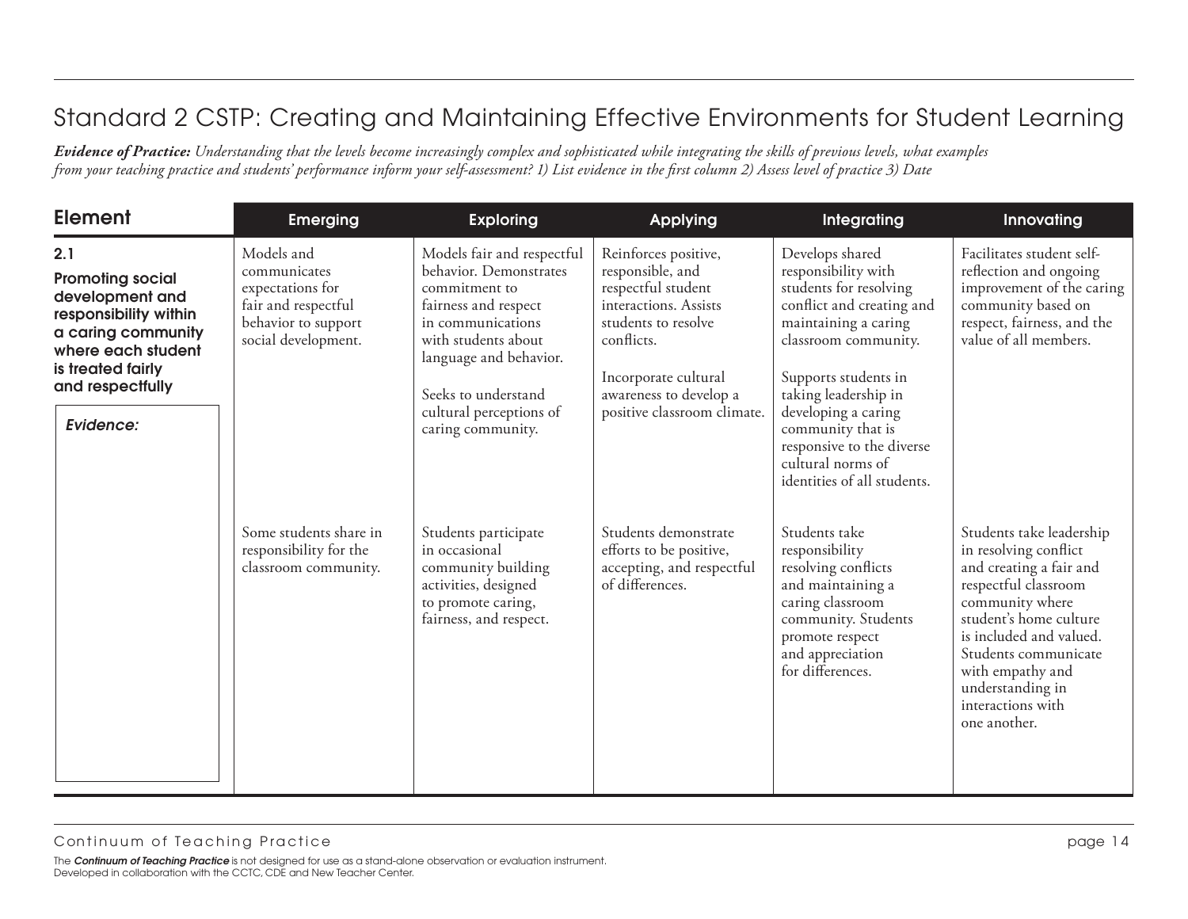# Standard 2 CSTP: Creating and Maintaining Effective Environments for Student Learning

***Evidence of Practice:*** *Understanding that the levels become increasingly complex and sophisticated while integrating the skills of previous levels, what examples from your teaching practice and students' performance inform your self-assessment? 1) List evidence in the first column 2) Assess level of practice 3) Date*

| Element | Emerging | Exploring | Applying | Integrating | Innovating |
|---|---|---|---|---|---|
| **2.1 Promoting social development and responsibility within a caring community where each student is treated fairly and respectfully** | Models and communicates expectations for fair and respectful behavior to support social development. | Models fair and respectful behavior. Demonstrates commitment to fairness and respect in communications with students about language and behavior.<br><br>Seeks to understand cultural perceptions of caring community. | Reinforces positive, responsible, and respectful student interactions. Assists students to resolve conflicts.<br><br>Incorporate cultural awareness to develop a positive classroom climate. | Develops shared responsibility with students for resolving conflict and creating and maintaining a caring classroom community.<br><br>Supports students in taking leadership in developing a caring community that is responsive to the diverse cultural norms of identities of all students. | Facilitates student self-reflection and ongoing improvement of the caring community based on respect, fairness, and the value of all members. |
| *Evidence:* | Some students share in responsibility for the classroom community. | Students participate in occasional community building activities, designed to promote caring, fairness, and respect. | Students demonstrate efforts to be positive, accepting, and respectful of differences. | Students take responsibility resolving conflicts and maintaining a caring classroom community. Students promote respect and appreciation for differences. | Students take leadership in resolving conflict and creating a fair and respectful classroom community where student's home culture is included and valued. Students communicate with empathy and understanding in interactions with one another. |

Continuum of Teaching Practice

The ***Continuum of Teaching Practice*** is not designed for use as a stand-alone observation or evaluation instrument.
Developed in collaboration with the CCTC, CDE and New Teacher Center.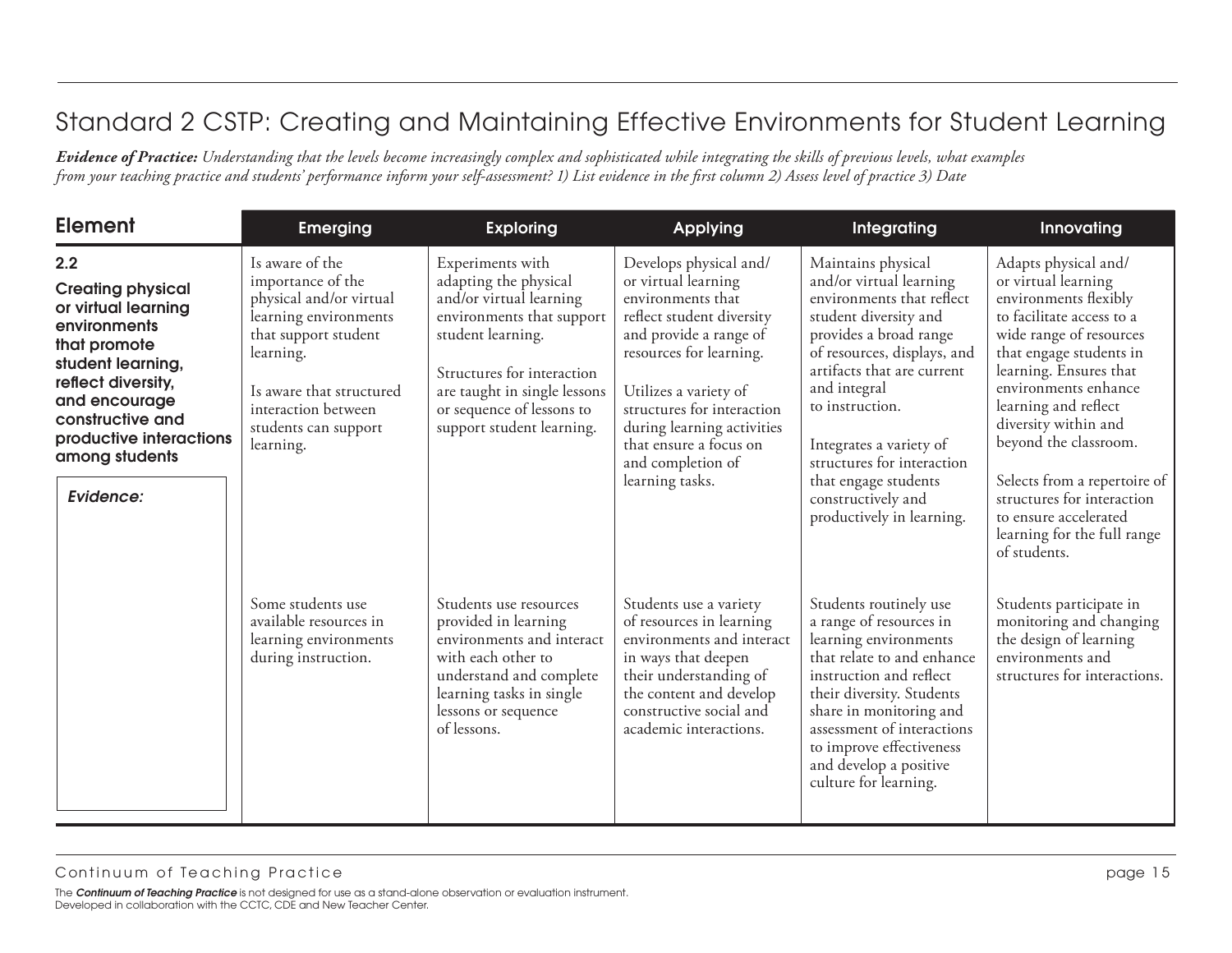# Standard 2 CSTP: Creating and Maintaining Effective Environments for Student Learning

***Evidence of Practice:** Understanding that the levels become increasingly complex and sophisticated while integrating the skills of previous levels, what examples from your teaching practice and students' performance inform your self-assessment? 1) List evidence in the first column 2) Assess level of practice 3) Date*

| Element | Emerging | Exploring | Applying | Integrating | Innovating |
|---|---|---|---|---|---|
| **2.2 Creating physical or virtual learning environments that promote student learning, reflect diversity, and encourage constructive and productive interactions among students**<br><br>*Evidence:* | Is aware of the importance of the physical and/or virtual learning environments that support student learning.<br><br>Is aware that structured interaction between students can support learning. | Experiments with adapting the physical and/or virtual learning environments that support student learning.<br><br>Structures for interaction are taught in single lessons or sequence of lessons to support student learning. | Develops physical and/or virtual learning environments that reflect student diversity and provide a range of resources for learning.<br><br>Utilizes a variety of structures for interaction during learning activities that ensure a focus on and completion of learning tasks. | Maintains physical and/or virtual learning environments that reflect student diversity and provides a broad range of resources, displays, and artifacts that are current and integral to instruction.<br><br>Integrates a variety of structures for interaction that engage students constructively and productively in learning. | Adapts physical and/or virtual learning environments flexibly to facilitate access to a wide range of resources that engage students in learning. Ensures that environments enhance learning and reflect diversity within and beyond the classroom.<br><br>Selects from a repertoire of structures for interaction to ensure accelerated learning for the full range of students. |
| | Some students use available resources in learning environments during instruction. | Students use resources provided in learning environments and interact with each other to understand and complete learning tasks in single lessons or sequence of lessons. | Students use a variety of resources in learning environments and interact in ways that deepen their understanding of the content and develop constructive social and academic interactions. | Students routinely use a range of resources in learning environments that relate to and enhance instruction and reflect their diversity. Students share in monitoring and assessment of interactions to improve effectiveness and develop a positive culture for learning. | Students participate in monitoring and changing the design of learning environments and structures for interactions. |

The ***Continuum of Teaching Practice*** is not designed for use as a stand-alone observation or evaluation instrument.
Developed in collaboration with the CCTC, CDE and New Teacher Center.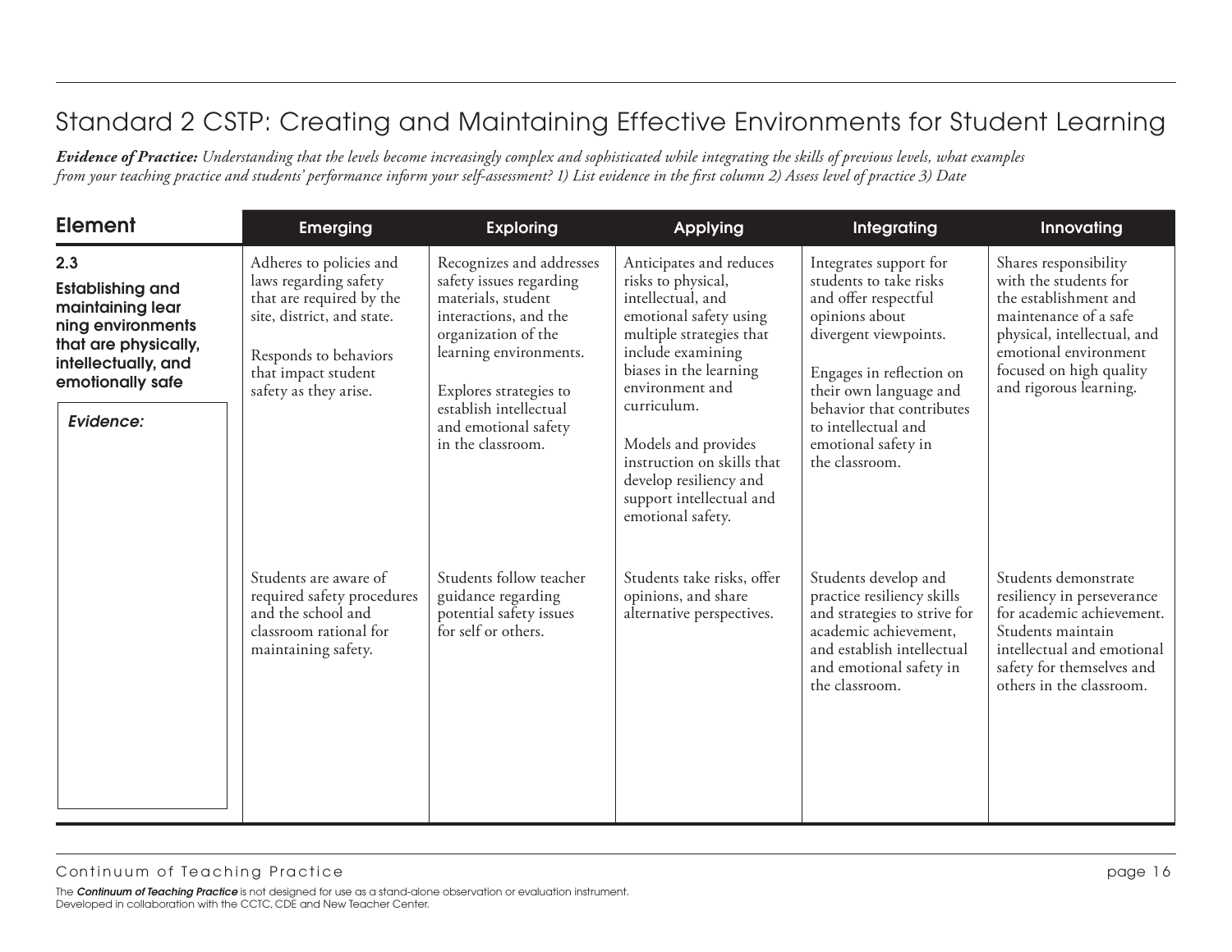# Standard 2 CSTP: Creating and Maintaining Effective Environments for Student Learning

***Evidence of Practice:*** *Understanding that the levels become increasingly complex and sophisticated while integrating the skills of previous levels, what examples from your teaching practice and students' performance inform your self-assessment? 1) List evidence in the first column 2) Assess level of practice 3) Date*

| Element | Emerging | Exploring | Applying | Integrating | Innovating |
|---|---|---|---|---|---|
| **2.3 Establishing and maintaining lear ning environments that are physically, intellectually, and emotionally safe** | Adheres to policies and laws regarding safety that are required by the site, district, and state.<br><br>Responds to behaviors that impact student safety as they arise. | Recognizes and addresses safety issues regarding materials, student interactions, and the organization of the learning environments.<br><br>Explores strategies to establish intellectual and emotional safety in the classroom. | Anticipates and reduces risks to physical, intellectual, and emotional safety using multiple strategies that include examining biases in the learning environment and curriculum.<br><br>Models and provides instruction on skills that develop resiliency and support intellectual and emotional safety. | Integrates support for students to take risks and offer respectful opinions about divergent viewpoints.<br><br>Engages in reflection on their own language and behavior that contributes to intellectual and emotional safety in the classroom. | Shares responsibility with the students for the establishment and maintenance of a safe physical, intellectual, and emotional environment focused on high quality and rigorous learning. |
| ***Evidence:*** | Students are aware of required safety procedures and the school and classroom rational for maintaining safety. | Students follow teacher guidance regarding potential safety issues for self or others. | Students take risks, offer opinions, and share alternative perspectives. | Students develop and practice resiliency skills and strategies to strive for academic achievement, and establish intellectual and emotional safety in the classroom. | Students demonstrate resiliency in perseverance for academic achievement. Students maintain intellectual and emotional safety for themselves and others in the classroom. |

Continuum of Teaching Practice

The ***Continuum of Teaching Practice*** is not designed for use as a stand-alone observation or evaluation instrument.
Developed in collaboration with the CCTC, CDE and New Teacher Center.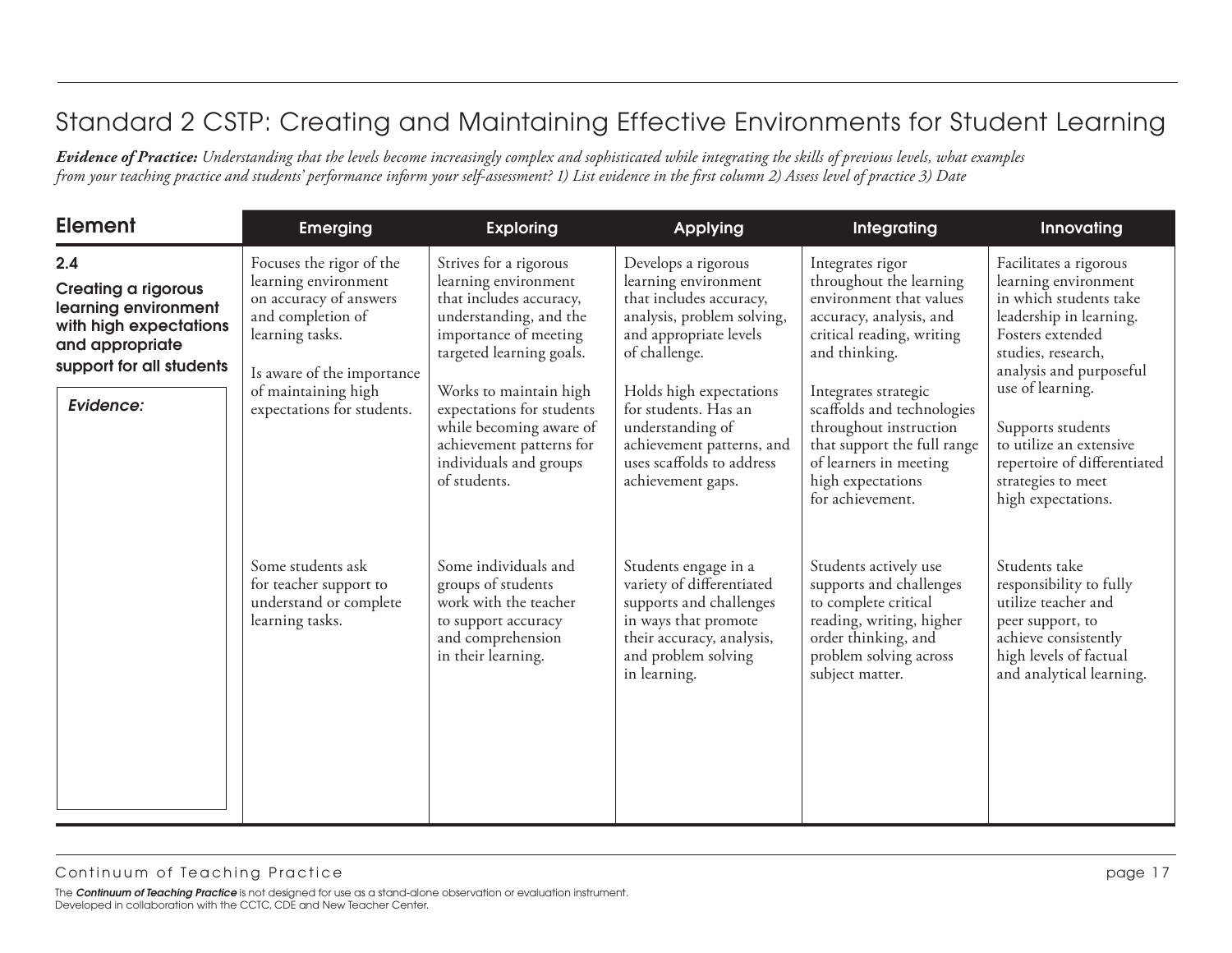# Standard 2 CSTP: Creating and Maintaining Effective Environments for Student Learning

***Evidence of Practice:*** *Understanding that the levels become increasingly complex and sophisticated while integrating the skills of previous levels, what examples from your teaching practice and students' performance inform your self-assessment? 1) List evidence in the first column 2) Assess level of practice 3) Date*

| Element | Emerging | Exploring | Applying | Integrating | Innovating |
|---|---|---|---|---|---|
| **2.4 Creating a rigorous learning environment with high expectations and appropriate support for all students** | Focuses the rigor of the learning environment on accuracy of answers and completion of learning tasks.<br><br>Is aware of the importance of maintaining high expectations for students. | Strives for a rigorous learning environment that includes accuracy, understanding, and the importance of meeting targeted learning goals.<br><br>Works to maintain high expectations for students while becoming aware of achievement patterns for individuals and groups of students. | Develops a rigorous learning environment that includes accuracy, analysis, problem solving, and appropriate levels of challenge.<br><br>Holds high expectations for students. Has an understanding of achievement patterns, and uses scaffolds to address achievement gaps. | Integrates rigor throughout the learning environment that values accuracy, analysis, and critical reading, writing and thinking.<br><br>Integrates strategic scaffolds and technologies throughout instruction that support the full range of learners in meeting high expectations for achievement. | Facilitates a rigorous learning environment in which students take leadership in learning. Fosters extended studies, research, analysis and purposeful use of learning.<br><br>Supports students to utilize an extensive repertoire of differentiated strategies to meet high expectations. |
| *Evidence:* | Some students ask for teacher support to understand or complete learning tasks. | Some individuals and groups of students work with the teacher to support accuracy and comprehension in their learning. | Students engage in a variety of differentiated supports and challenges in ways that promote their accuracy, analysis, and problem solving in learning. | Students actively use supports and challenges to complete critical reading, writing, higher order thinking, and problem solving across subject matter. | Students take responsibility to fully utilize teacher and peer support, to achieve consistently high levels of factual and analytical learning. |

The ***Continuum of Teaching Practice*** is not designed for use as a stand-alone observation or evaluation instrument.
Developed in collaboration with the CCTC, CDE and New Teacher Center.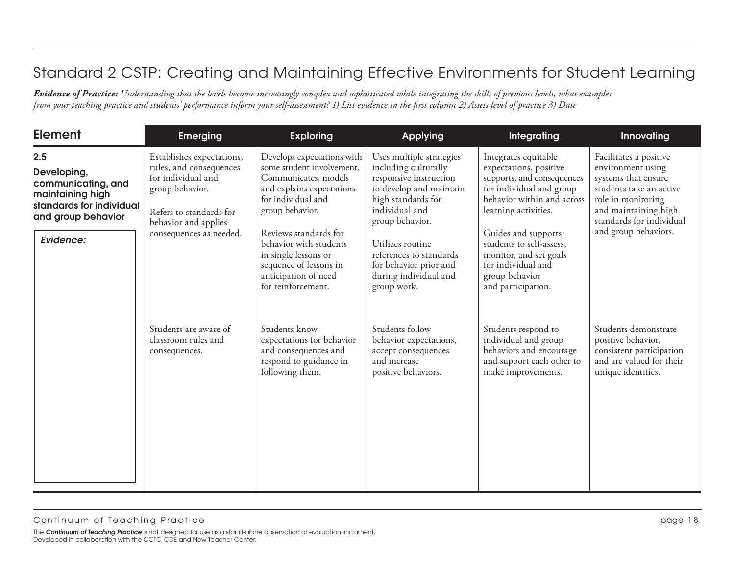## Standard 2 CSTP: Creating and Maintaining Effective Environments for Student Learning

***Evidence of Practice:*** *Understanding that the levels become increasingly complex and sophisticated while integrating the skills of previous levels, what examples from your teaching practice and students' performance inform your self-assessment? 1) List evidence in the first column 2) Assess level of practice 3) Date*

| Element | Emerging | Exploring | Applying | Integrating | Innovating |
|---|---|---|---|---|---|
| **2.5 Developing, communicating, and maintaining high standards for individual and group behavior**<br><br>***Evidence:*** | Establishes expectations, rules, and consequences for individual and group behavior.<br><br>Refers to standards for behavior and applies consequences as needed. | Develops expectations with some student involvement. Communicates, models and explains expectations for individual and group behavior.<br><br>Reviews standards for behavior with students in single lessons or sequence of lessons in anticipation of need for reinforcement. | Uses multiple strategies including culturally responsive instruction to develop and maintain high standards for individual and group behavior.<br><br>Utilizes routine references to standards for behavior prior and during individual and group work. | Integrates equitable expectations, positive supports, and consequences for individual and group behavior within and across learning activities.<br><br>Guides and supports students to self-assess, monitor, and set goals for individual and group behavior and participation. | Facilitates a positive environment using systems that ensure students take an active role in monitoring and maintaining high standards for individual and group behaviors. |
| | Students are aware of classroom rules and consequences. | Students know expectations for behavior and consequences and respond to guidance in following them. | Students follow behavior expectations, accept consequences and increase positive behaviors. | Students respond to individual and group behaviors and encourage and support each other to make improvements. | Students demonstrate positive behavior, consistent participation and are valued for their unique identities. |

The ***Continuum of Teaching Practice*** is not designed for use as a stand-alone observation or evaluation instrument.
Developed in collaboration with the CCTC, CDE and New Teacher Center.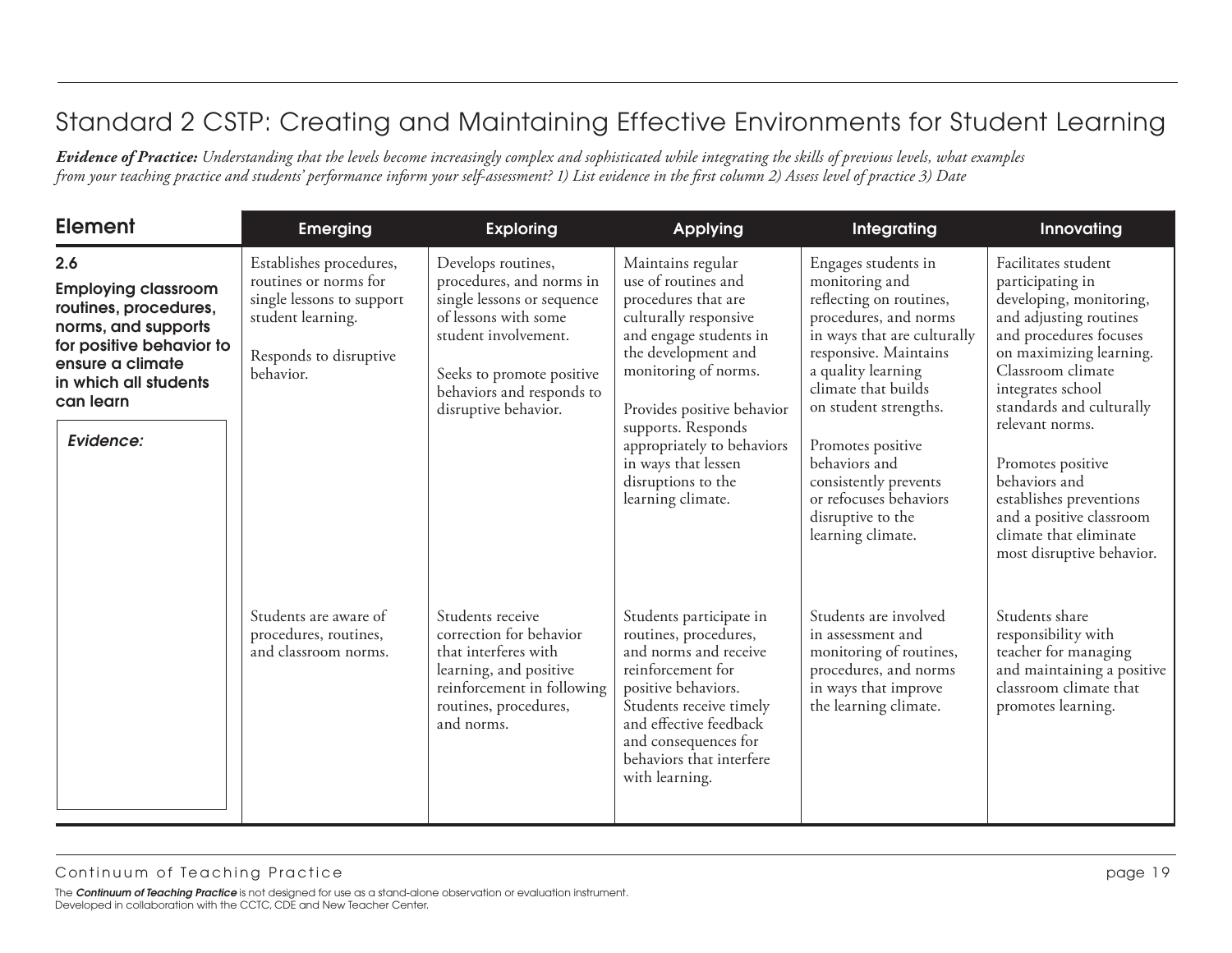# Standard 2 CSTP: Creating and Maintaining Effective Environments for Student Learning

***Evidence of Practice:*** *Understanding that the levels become increasingly complex and sophisticated while integrating the skills of previous levels, what examples from your teaching practice and students' performance inform your self-assessment? 1) List evidence in the first column 2) Assess level of practice 3) Date*

| Element | Emerging | Exploring | Applying | Integrating | Innovating |
|---|---|---|---|---|---|
| **2.6** **Employing classroom routines, procedures, norms, and supports for positive behavior to ensure a climate in which all students can learn** | Establishes procedures, routines or norms for single lessons to support student learning. Responds to disruptive behavior. | Develops routines, procedures, and norms in single lessons or sequence of lessons with some student involvement. Seeks to promote positive behaviors and responds to disruptive behavior. | Maintains regular use of routines and procedures that are culturally responsive and engage students in the development and monitoring of norms. Provides positive behavior supports. Responds appropriately to behaviors in ways that lessen disruptions to the learning climate. | Engages students in monitoring and reflecting on routines, procedures, and norms in ways that are culturally responsive. Maintains a quality learning climate that builds on student strengths. Promotes positive behaviors and consistently prevents or refocuses behaviors disruptive to the learning climate. | Facilitates student participating in developing, monitoring, and adjusting routines and procedures focuses on maximizing learning. Classroom climate integrates school standards and culturally relevant norms. Promotes positive behaviors and establishes preventions and a positive classroom climate that eliminate most disruptive behavior. |
| *Evidence:* | Students are aware of procedures, routines, and classroom norms. | Students receive correction for behavior that interferes with learning, and positive reinforcement in following routines, procedures, and norms. | Students participate in routines, procedures, and norms and receive reinforcement for positive behaviors. Students receive timely and effective feedback and consequences for behaviors that interfere with learning. | Students are involved in assessment and monitoring of routines, procedures, and norms in ways that improve the learning climate. | Students share responsibility with teacher for managing and maintaining a positive classroom climate that promotes learning. |

Continuum of Teaching Practice

The ***Continuum of Teaching Practice*** is not designed for use as a stand-alone observation or evaluation instrument.
Developed in collaboration with the CCTC, CDE and New Teacher Center.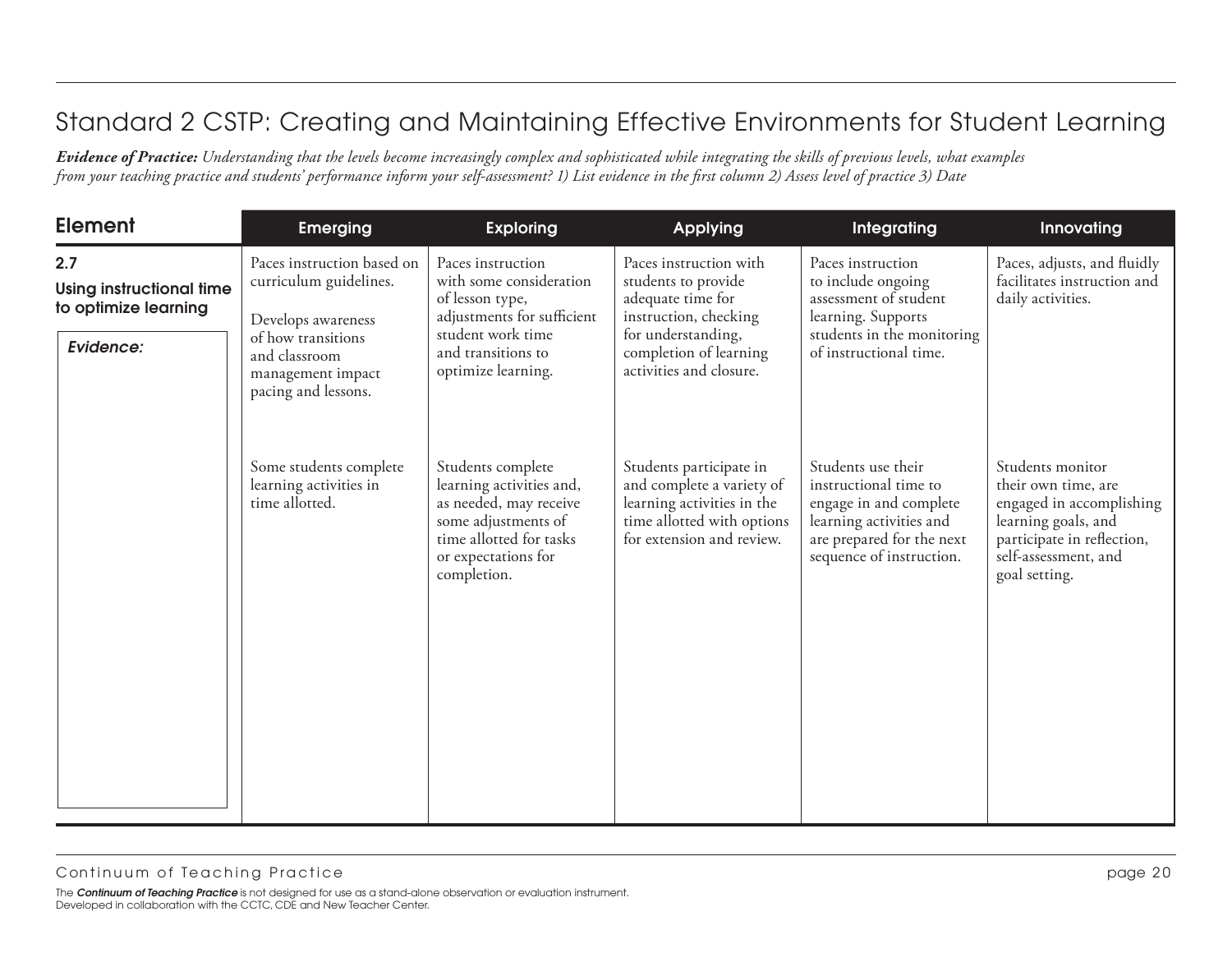# Standard 2 CSTP: Creating and Maintaining Effective Environments for Student Learning

***Evidence of Practice:*** *Understanding that the levels become increasingly complex and sophisticated while integrating the skills of previous levels, what examples from your teaching practice and students' performance inform your self-assessment? 1) List evidence in the first column 2) Assess level of practice 3) Date*

| Element | Emerging | Exploring | Applying | Integrating | Innovating |
|---|---|---|---|---|---|
| **2.7 Using instructional time to optimize learning** | Paces instruction based on curriculum guidelines.<br><br>Develops awareness of how transitions and classroom management impact pacing and lessons. | Paces instruction with some consideration of lesson type, adjustments for sufficient student work time and transitions to optimize learning. | Paces instruction with students to provide adequate time for instruction, checking for understanding, completion of learning activities and closure. | Paces instruction to include ongoing assessment of student learning. Supports students in the monitoring of instructional time. | Paces, adjusts, and fluidly facilitates instruction and daily activities. |
| ***Evidence:*** | Some students complete learning activities in time allotted. | Students complete learning activities and, as needed, may receive some adjustments of time allotted for tasks or expectations for completion. | Students participate in and complete a variety of learning activities in the time allotted with options for extension and review. | Students use their instructional time to engage in and complete learning activities and are prepared for the next sequence of instruction. | Students monitor their own time, are engaged in accomplishing learning goals, and participate in reflection, self-assessment, and goal setting. |

The ***Continuum of Teaching Practice*** is not designed for use as a stand-alone observation or evaluation instrument.
Developed in collaboration with the CCTC, CDE and New Teacher Center.